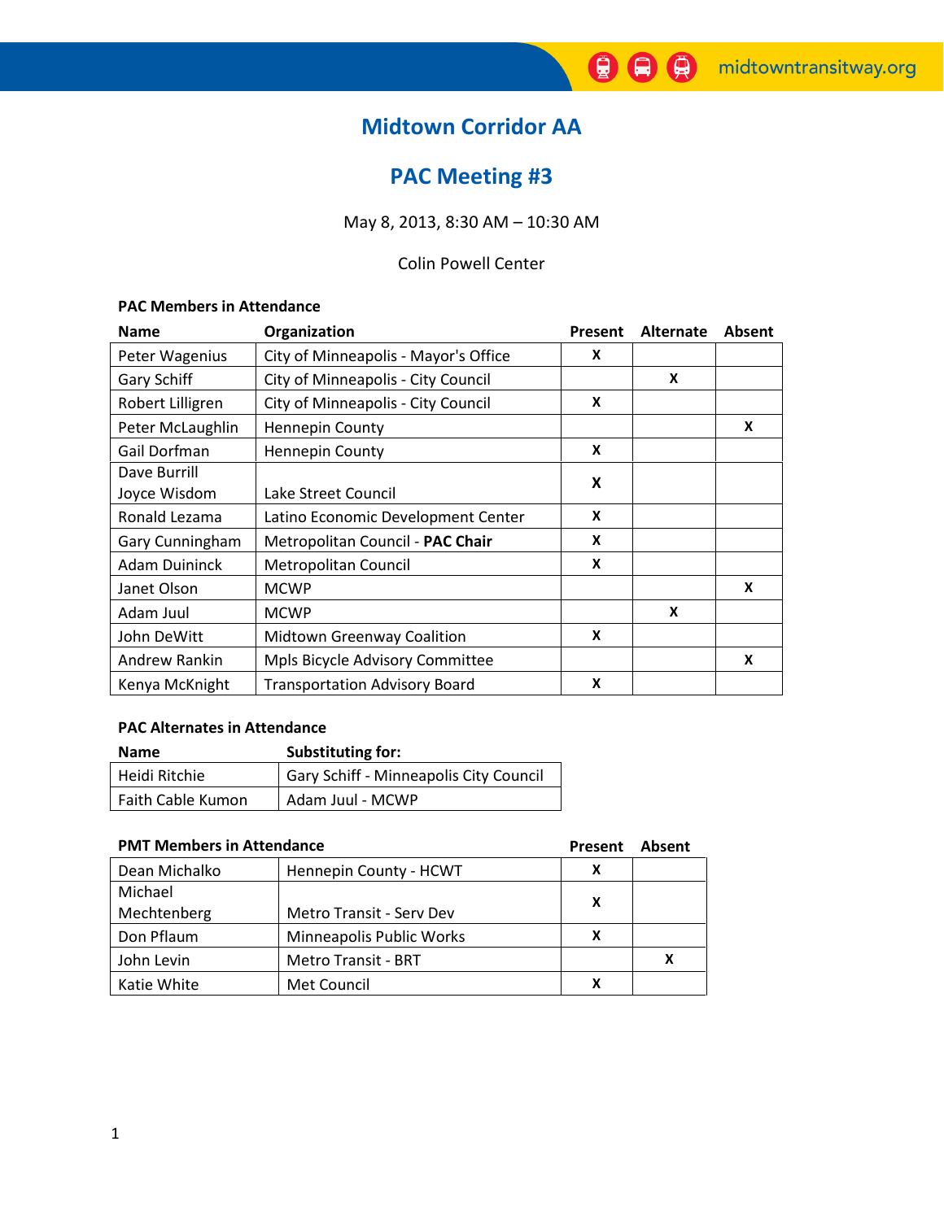# Midtown Corridor AA

## PAC Meeting #3

May 8, 2013, 8:30 AM – 10:30 AM

Colin Powell Center

**PAC Members in Attendance**

| Name | Organization | Present | Alternate | Absent |
|---|---|---|---|---|
| Peter Wagenius | City of Minneapolis - Mayor's Office | X | | |
| Gary Schiff | City of Minneapolis - City Council | | X | |
| Robert Lilligren | City of Minneapolis - City Council | X | | |
| Peter McLaughlin | Hennepin County | | | X |
| Gail Dorfman | Hennepin County | X | | |
| Dave Burrill<br>Joyce Wisdom | Lake Street Council | X | | |
| Ronald Lezama | Latino Economic Development Center | X | | |
| Gary Cunningham | Metropolitan Council - **PAC Chair** | X | | |
| Adam Duininck | Metropolitan Council | X | | |
| Janet Olson | MCWP | | | X |
| Adam Juul | MCWP | | X | |
| John DeWitt | Midtown Greenway Coalition | X | | |
| Andrew Rankin | Mpls Bicycle Advisory Committee | | | X |
| Kenya McKnight | Transportation Advisory Board | X | | |

**PAC Alternates in Attendance**

| Name | Substituting for: |
|---|---|
| Heidi Ritchie | Gary Schiff - Minneapolis City Council |
| Faith Cable Kumon | Adam Juul - MCWP |

**PMT Members in Attendance**

| Name | Organization | Present | Absent |
|---|---|---|---|
| Dean Michalko | Hennepin County - HCWT | X | |
| Michael Mechtenberg | Metro Transit - Serv Dev | X | |
| Don Pflaum | Minneapolis Public Works | X | |
| John Levin | Metro Transit - BRT | | X |
| Katie White | Met Council | X | |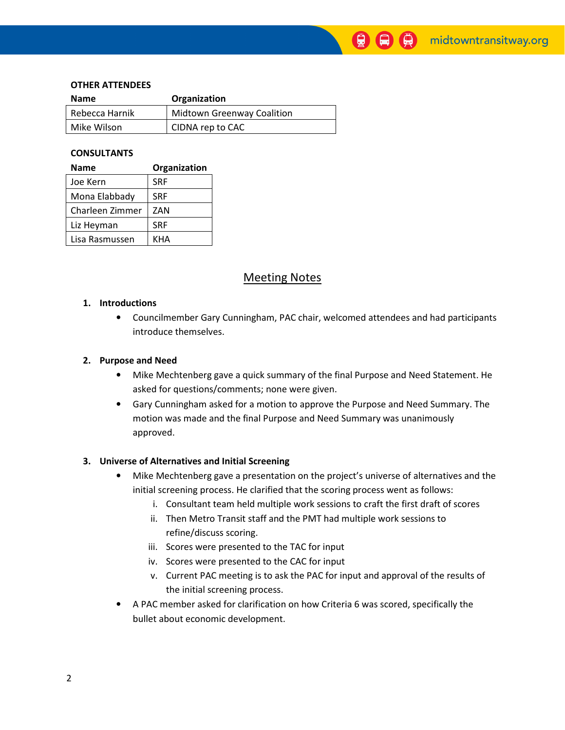**OTHER ATTENDEES**

| Name | Organization |
| --- | --- |
| Rebecca Harnik | Midtown Greenway Coalition |
| Mike Wilson | CIDNA rep to CAC |

**CONSULTANTS**

| Name | Organization |
| --- | --- |
| Joe Kern | SRF |
| Mona Elabbady | SRF |
| Charleen Zimmer | ZAN |
| Liz Heyman | SRF |
| Lisa Rasmussen | KHA |

## Meeting Notes

1. **Introductions**
   - Councilmember Gary Cunningham, PAC chair, welcomed attendees and had participants introduce themselves.

2. **Purpose and Need**
   - Mike Mechtenberg gave a quick summary of the final Purpose and Need Statement. He asked for questions/comments; none were given.
   - Gary Cunningham asked for a motion to approve the Purpose and Need Summary. The motion was made and the final Purpose and Need Summary was unanimously approved.

3. **Universe of Alternatives and Initial Screening**
   - Mike Mechtenberg gave a presentation on the project's universe of alternatives and the initial screening process. He clarified that the scoring process went as follows:
     - i. Consultant team held multiple work sessions to craft the first draft of scores
     - ii. Then Metro Transit staff and the PMT had multiple work sessions to refine/discuss scoring.
     - iii. Scores were presented to the TAC for input
     - iv. Scores were presented to the CAC for input
     - v. Current PAC meeting is to ask the PAC for input and approval of the results of the initial screening process.
   - A PAC member asked for clarification on how Criteria 6 was scored, specifically the bullet about economic development.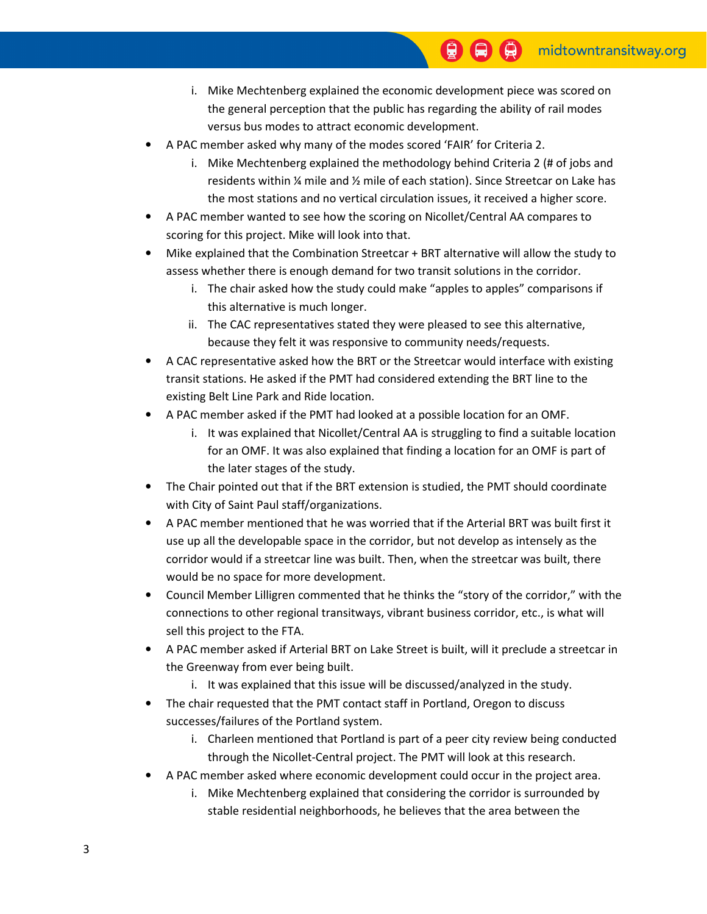i. Mike Mechtenberg explained the economic development piece was scored on the general perception that the public has regarding the ability of rail modes versus bus modes to attract economic development.

- A PAC member asked why many of the modes scored 'FAIR' for Criteria 2.
   i. Mike Mechtenberg explained the methodology behind Criteria 2 (# of jobs and residents within ¼ mile and ½ mile of each station). Since Streetcar on Lake has the most stations and no vertical circulation issues, it received a higher score.
- A PAC member wanted to see how the scoring on Nicollet/Central AA compares to scoring for this project. Mike will look into that.
- Mike explained that the Combination Streetcar + BRT alternative will allow the study to assess whether there is enough demand for two transit solutions in the corridor.
   i. The chair asked how the study could make "apples to apples" comparisons if this alternative is much longer.
   ii. The CAC representatives stated they were pleased to see this alternative, because they felt it was responsive to community needs/requests.
- A CAC representative asked how the BRT or the Streetcar would interface with existing transit stations. He asked if the PMT had considered extending the BRT line to the existing Belt Line Park and Ride location.
- A PAC member asked if the PMT had looked at a possible location for an OMF.
   i. It was explained that Nicollet/Central AA is struggling to find a suitable location for an OMF. It was also explained that finding a location for an OMF is part of the later stages of the study.
- The Chair pointed out that if the BRT extension is studied, the PMT should coordinate with City of Saint Paul staff/organizations.
- A PAC member mentioned that he was worried that if the Arterial BRT was built first it use up all the developable space in the corridor, but not develop as intensely as the corridor would if a streetcar line was built. Then, when the streetcar was built, there would be no space for more development.
- Council Member Lilligren commented that he thinks the "story of the corridor," with the connections to other regional transitways, vibrant business corridor, etc., is what will sell this project to the FTA.
- A PAC member asked if Arterial BRT on Lake Street is built, will it preclude a streetcar in the Greenway from ever being built.
   i. It was explained that this issue will be discussed/analyzed in the study.
- The chair requested that the PMT contact staff in Portland, Oregon to discuss successes/failures of the Portland system.
   i. Charleen mentioned that Portland is part of a peer city review being conducted through the Nicollet-Central project. The PMT will look at this research.
- A PAC member asked where economic development could occur in the project area.
   i. Mike Mechtenberg explained that considering the corridor is surrounded by stable residential neighborhoods, he believes that the area between the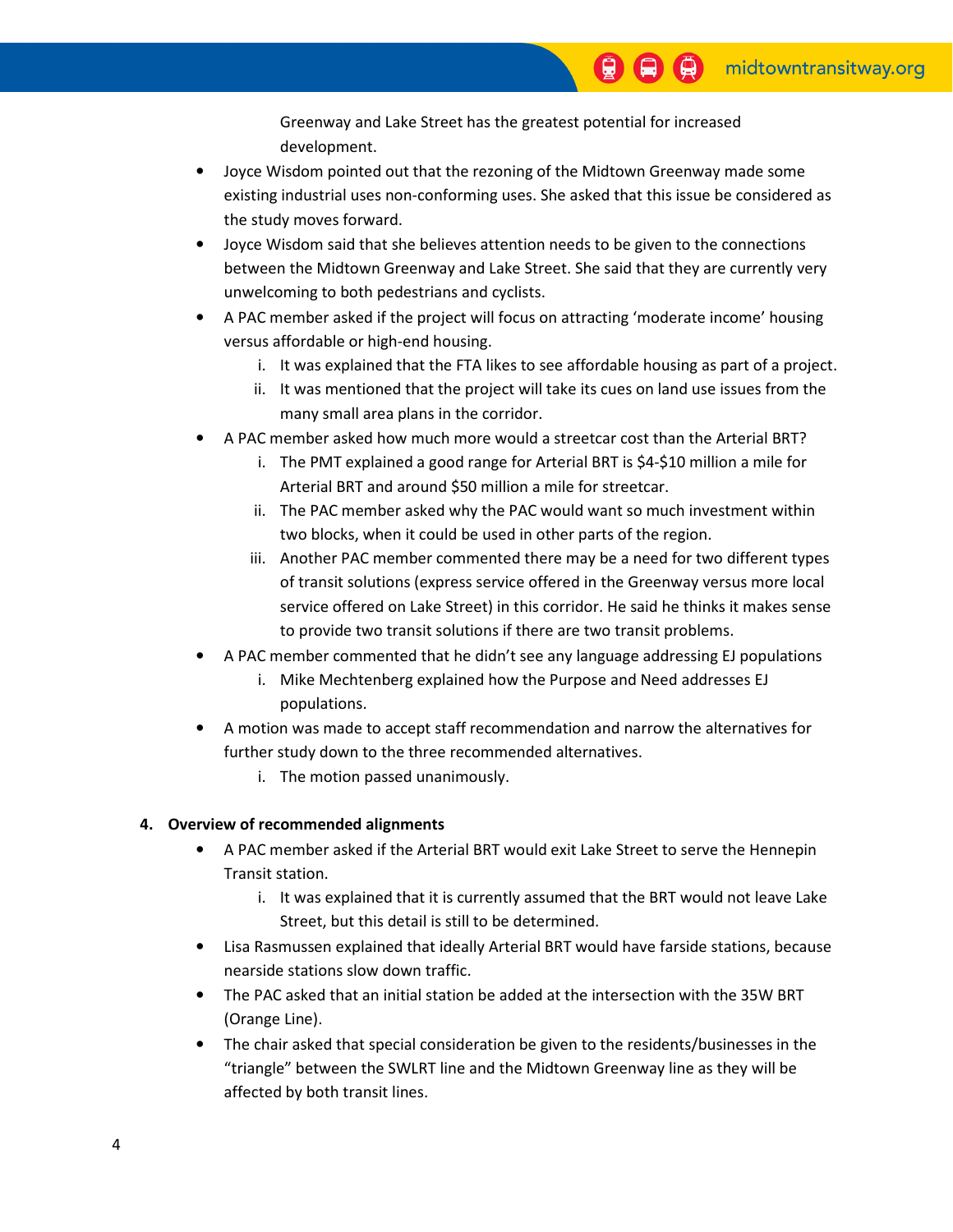Greenway and Lake Street has the greatest potential for increased development.

- Joyce Wisdom pointed out that the rezoning of the Midtown Greenway made some existing industrial uses non-conforming uses. She asked that this issue be considered as the study moves forward.
- Joyce Wisdom said that she believes attention needs to be given to the connections between the Midtown Greenway and Lake Street. She said that they are currently very unwelcoming to both pedestrians and cyclists.
- A PAC member asked if the project will focus on attracting 'moderate income' housing versus affordable or high-end housing.
    1. It was explained that the FTA likes to see affordable housing as part of a project.
    2. It was mentioned that the project will take its cues on land use issues from the many small area plans in the corridor.
- A PAC member asked how much more would a streetcar cost than the Arterial BRT?
    1. The PMT explained a good range for Arterial BRT is $4-$10 million a mile for Arterial BRT and around $50 million a mile for streetcar.
    2. The PAC member asked why the PAC would want so much investment within two blocks, when it could be used in other parts of the region.
    3. Another PAC member commented there may be a need for two different types of transit solutions (express service offered in the Greenway versus more local service offered on Lake Street) in this corridor. He said he thinks it makes sense to provide two transit solutions if there are two transit problems.
- A PAC member commented that he didn't see any language addressing EJ populations
    1. Mike Mechtenberg explained how the Purpose and Need addresses EJ populations.
- A motion was made to accept staff recommendation and narrow the alternatives for further study down to the three recommended alternatives.
    1. The motion passed unanimously.

**4. Overview of recommended alignments**

- A PAC member asked if the Arterial BRT would exit Lake Street to serve the Hennepin Transit station.
    1. It was explained that it is currently assumed that the BRT would not leave Lake Street, but this detail is still to be determined.
- Lisa Rasmussen explained that ideally Arterial BRT would have farside stations, because nearside stations slow down traffic.
- The PAC asked that an initial station be added at the intersection with the 35W BRT (Orange Line).
- The chair asked that special consideration be given to the residents/businesses in the "triangle" between the SWLRT line and the Midtown Greenway line as they will be affected by both transit lines.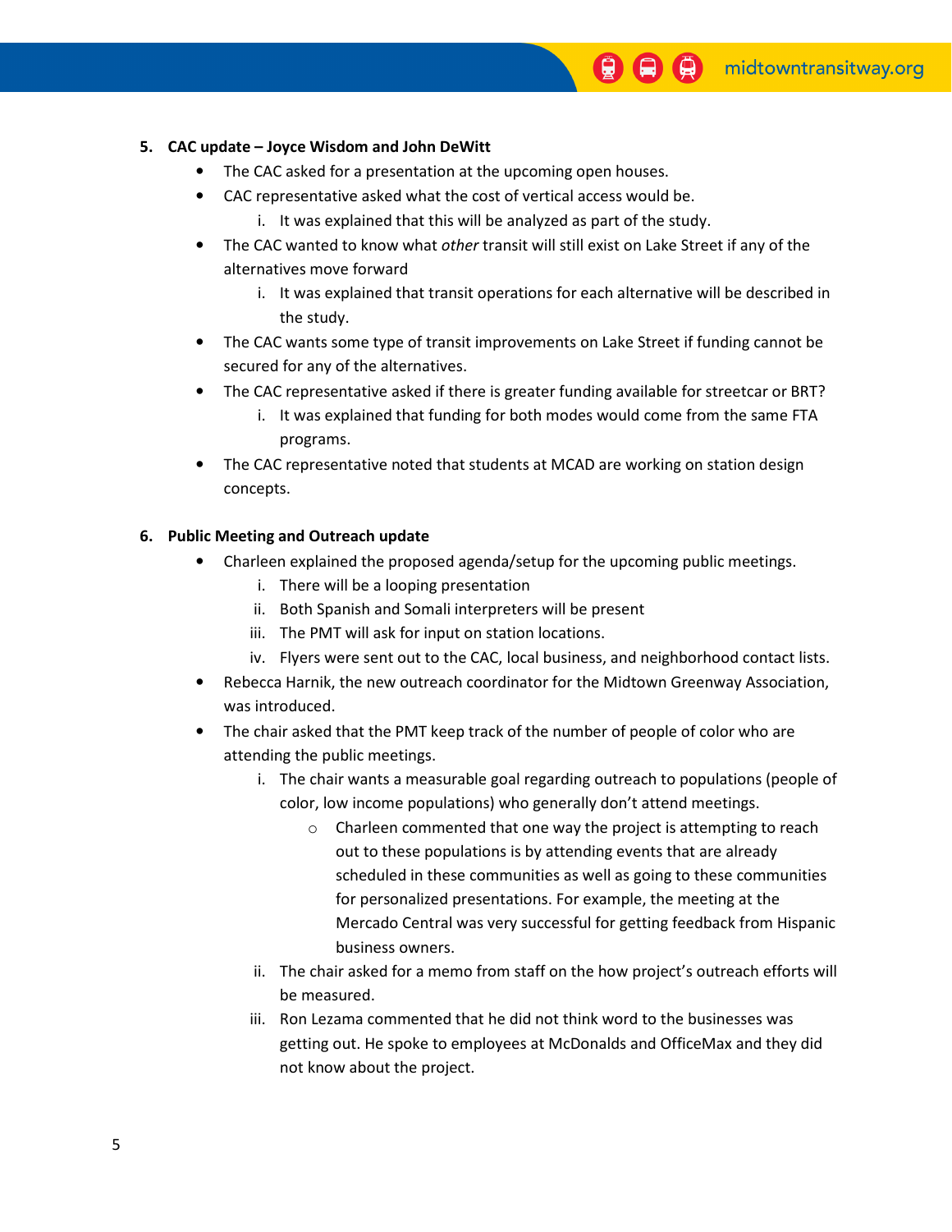5. **CAC update – Joyce Wisdom and John DeWitt**
   - The CAC asked for a presentation at the upcoming open houses.
   - CAC representative asked what the cost of vertical access would be.
     i. It was explained that this will be analyzed as part of the study.
   - The CAC wanted to know what *other* transit will still exist on Lake Street if any of the alternatives move forward
     i. It was explained that transit operations for each alternative will be described in the study.
   - The CAC wants some type of transit improvements on Lake Street if funding cannot be secured for any of the alternatives.
   - The CAC representative asked if there is greater funding available for streetcar or BRT?
     i. It was explained that funding for both modes would come from the same FTA programs.
   - The CAC representative noted that students at MCAD are working on station design concepts.

6. **Public Meeting and Outreach update**
   - Charleen explained the proposed agenda/setup for the upcoming public meetings.
     i. There will be a looping presentation
     ii. Both Spanish and Somali interpreters will be present
     iii. The PMT will ask for input on station locations.
     iv. Flyers were sent out to the CAC, local business, and neighborhood contact lists.
   - Rebecca Harnik, the new outreach coordinator for the Midtown Greenway Association, was introduced.
   - The chair asked that the PMT keep track of the number of people of color who are attending the public meetings.
     i. The chair wants a measurable goal regarding outreach to populations (people of color, low income populations) who generally don't attend meetings.
        - Charleen commented that one way the project is attempting to reach out to these populations is by attending events that are already scheduled in these communities as well as going to these communities for personalized presentations. For example, the meeting at the Mercado Central was very successful for getting feedback from Hispanic business owners.
     ii. The chair asked for a memo from staff on the how project's outreach efforts will be measured.
     iii. Ron Lezama commented that he did not think word to the businesses was getting out. He spoke to employees at McDonalds and OfficeMax and they did not know about the project.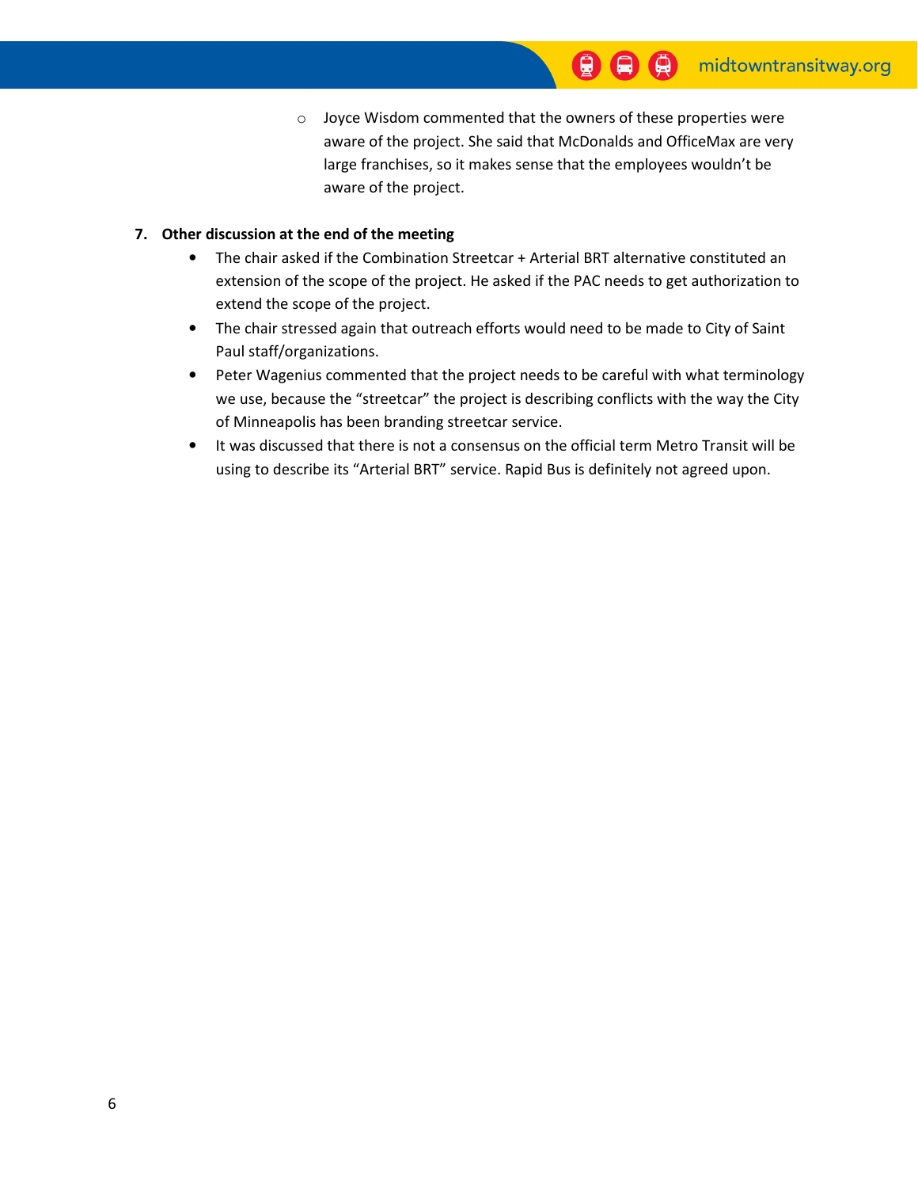- Joyce Wisdom commented that the owners of these properties were aware of the project. She said that McDonalds and OfficeMax are very large franchises, so it makes sense that the employees wouldn't be aware of the project.

**7. Other discussion at the end of the meeting**

- The chair asked if the Combination Streetcar + Arterial BRT alternative constituted an extension of the scope of the project. He asked if the PAC needs to get authorization to extend the scope of the project.
- The chair stressed again that outreach efforts would need to be made to City of Saint Paul staff/organizations.
- Peter Wagenius commented that the project needs to be careful with what terminology we use, because the "streetcar" the project is describing conflicts with the way the City of Minneapolis has been branding streetcar service.
- It was discussed that there is not a consensus on the official term Metro Transit will be using to describe its "Arterial BRT" service. Rapid Bus is definitely not agreed upon.